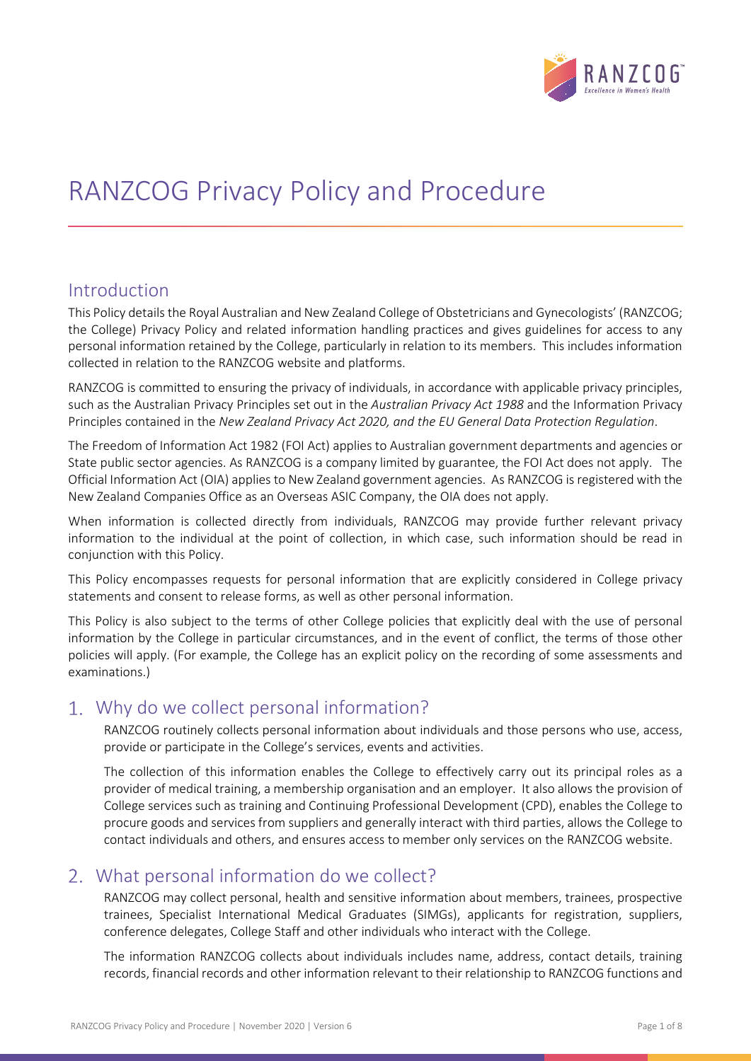# RANZCOG Privacy Policy and Procedure

## Introduction

This Policy details the Royal Australian and New Zealand College of Obstetricians and Gynecologists' (RANZCOG; the College) Privacy Policy and related information handling practices and gives guidelines for access to any personal information retained by the College, particularly in relation to its members. This includes information collected in relation to the RANZCOG website and platforms.

RANZCOG is committed to ensuring the privacy of individuals, in accordance with applicable privacy principles, such as the Australian Privacy Principles set out in the *Australian Privacy Act 1988* and the Information Privacy Principles contained in the *New Zealand Privacy Act 2020, and the EU General Data Protection Regulation*.

The Freedom of Information Act 1982 (FOI Act) applies to Australian government departments and agencies or State public sector agencies. As RANZCOG is a company limited by guarantee, the FOI Act does not apply. The Official Information Act (OIA) applies to New Zealand government agencies. As RANZCOG is registered with the New Zealand Companies Office as an Overseas ASIC Company, the OIA does not apply.

When information is collected directly from individuals, RANZCOG may provide further relevant privacy information to the individual at the point of collection, in which case, such information should be read in conjunction with this Policy.

This Policy encompasses requests for personal information that are explicitly considered in College privacy statements and consent to release forms, as well as other personal information.

This Policy is also subject to the terms of other College policies that explicitly deal with the use of personal information by the College in particular circumstances, and in the event of conflict, the terms of those other policies will apply. (For example, the College has an explicit policy on the recording of some assessments and examinations.)

## 1. Why do we collect personal information?

RANZCOG routinely collects personal information about individuals and those persons who use, access, provide or participate in the College's services, events and activities.

The collection of this information enables the College to effectively carry out its principal roles as a provider of medical training, a membership organisation and an employer. It also allows the provision of College services such as training and Continuing Professional Development (CPD), enables the College to procure goods and services from suppliers and generally interact with third parties, allows the College to contact individuals and others, and ensures access to member only services on the RANZCOG website.

## 2. What personal information do we collect?

RANZCOG may collect personal, health and sensitive information about members, trainees, prospective trainees, Specialist International Medical Graduates (SIMGs), applicants for registration, suppliers, conference delegates, College Staff and other individuals who interact with the College.

The information RANZCOG collects about individuals includes name, address, contact details, training records, financial records and other information relevant to their relationship to RANZCOG functions and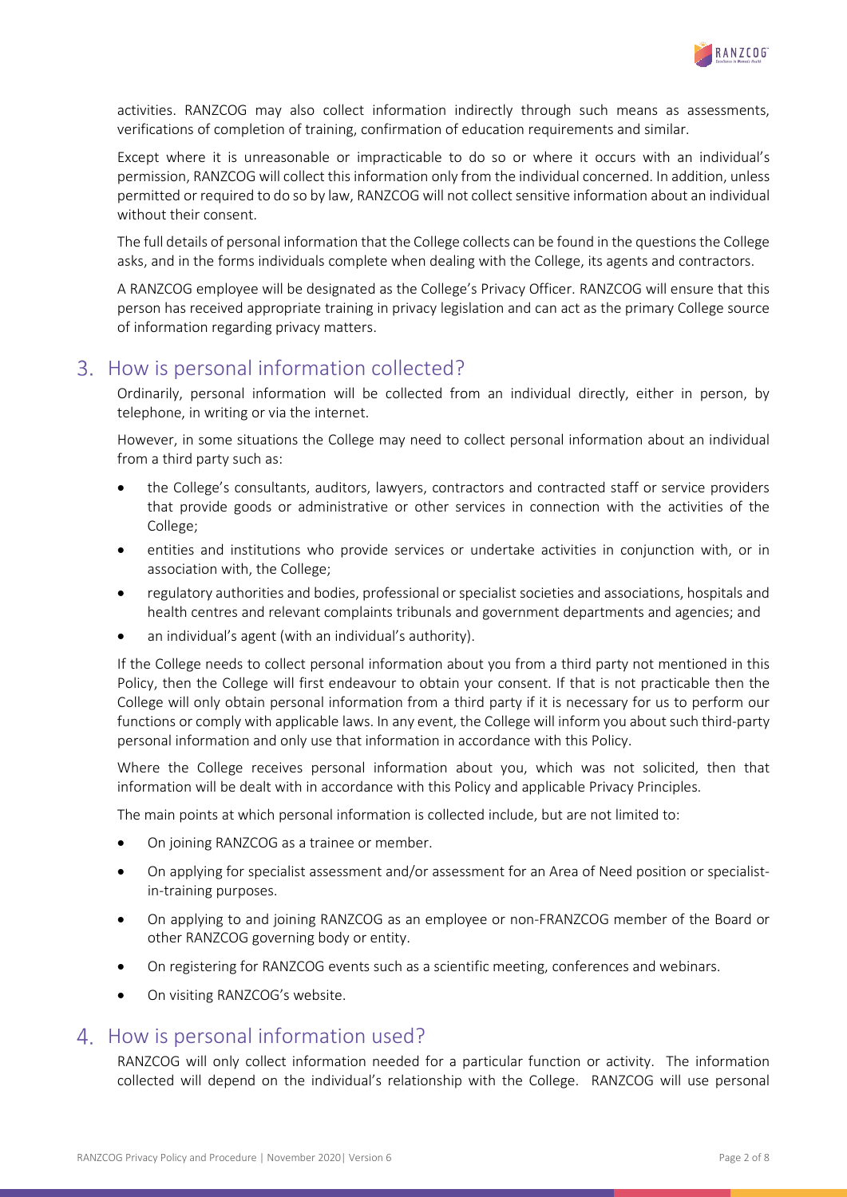activities. RANZCOG may also collect information indirectly through such means as assessments, verifications of completion of training, confirmation of education requirements and similar.

Except where it is unreasonable or impracticable to do so or where it occurs with an individual's permission, RANZCOG will collect this information only from the individual concerned. In addition, unless permitted or required to do so by law, RANZCOG will not collect sensitive information about an individual without their consent.

The full details of personal information that the College collects can be found in the questions the College asks, and in the forms individuals complete when dealing with the College, its agents and contractors.

A RANZCOG employee will be designated as the College's Privacy Officer. RANZCOG will ensure that this person has received appropriate training in privacy legislation and can act as the primary College source of information regarding privacy matters.

## 3. How is personal information collected?

Ordinarily, personal information will be collected from an individual directly, either in person, by telephone, in writing or via the internet.

However, in some situations the College may need to collect personal information about an individual from a third party such as:

- the College's consultants, auditors, lawyers, contractors and contracted staff or service providers that provide goods or administrative or other services in connection with the activities of the College;
- entities and institutions who provide services or undertake activities in conjunction with, or in association with, the College;
- regulatory authorities and bodies, professional or specialist societies and associations, hospitals and health centres and relevant complaints tribunals and government departments and agencies; and
- an individual's agent (with an individual's authority).

If the College needs to collect personal information about you from a third party not mentioned in this Policy, then the College will first endeavour to obtain your consent. If that is not practicable then the College will only obtain personal information from a third party if it is necessary for us to perform our functions or comply with applicable laws. In any event, the College will inform you about such third-party personal information and only use that information in accordance with this Policy.

Where the College receives personal information about you, which was not solicited, then that information will be dealt with in accordance with this Policy and applicable Privacy Principles.

The main points at which personal information is collected include, but are not limited to:

- On joining RANZCOG as a trainee or member.
- On applying for specialist assessment and/or assessment for an Area of Need position or specialist-in-training purposes.
- On applying to and joining RANZCOG as an employee or non-FRANZCOG member of the Board or other RANZCOG governing body or entity.
- On registering for RANZCOG events such as a scientific meeting, conferences and webinars.
- On visiting RANZCOG's website.

## 4. How is personal information used?

RANZCOG will only collect information needed for a particular function or activity. The information collected will depend on the individual's relationship with the College. RANZCOG will use personal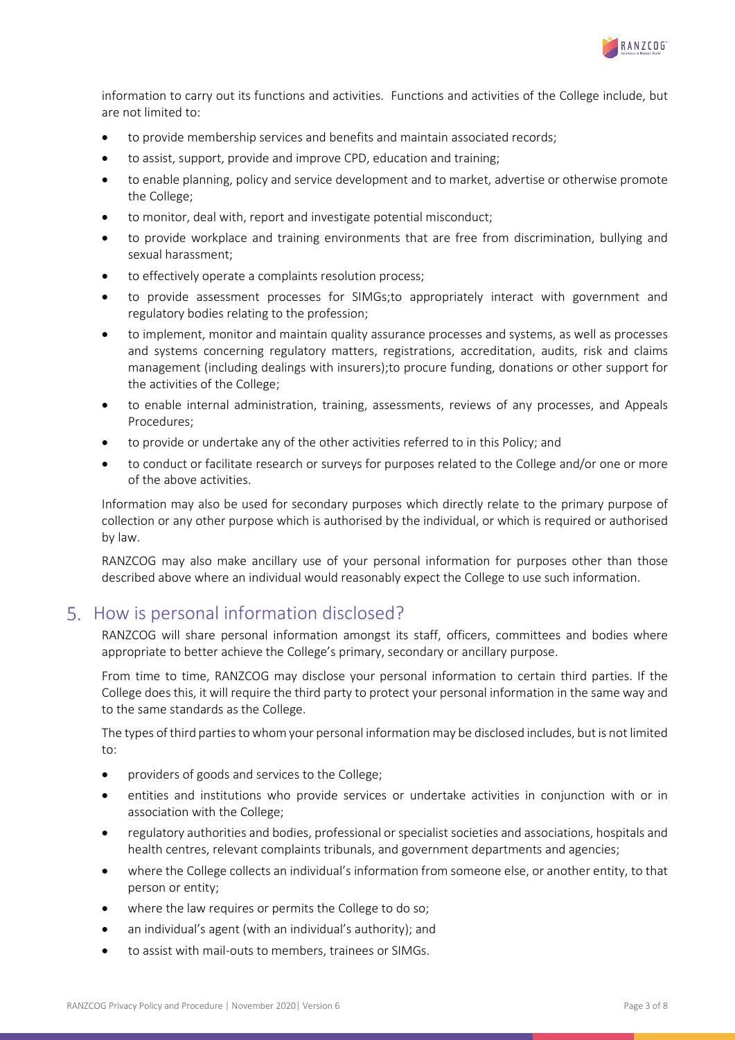information to carry out its functions and activities. Functions and activities of the College include, but are not limited to:

- to provide membership services and benefits and maintain associated records;
- to assist, support, provide and improve CPD, education and training;
- to enable planning, policy and service development and to market, advertise or otherwise promote the College;
- to monitor, deal with, report and investigate potential misconduct;
- to provide workplace and training environments that are free from discrimination, bullying and sexual harassment;
- to effectively operate a complaints resolution process;
- to provide assessment processes for SIMGs;to appropriately interact with government and regulatory bodies relating to the profession;
- to implement, monitor and maintain quality assurance processes and systems, as well as processes and systems concerning regulatory matters, registrations, accreditation, audits, risk and claims management (including dealings with insurers);to procure funding, donations or other support for the activities of the College;
- to enable internal administration, training, assessments, reviews of any processes, and Appeals Procedures;
- to provide or undertake any of the other activities referred to in this Policy; and
- to conduct or facilitate research or surveys for purposes related to the College and/or one or more of the above activities.

Information may also be used for secondary purposes which directly relate to the primary purpose of collection or any other purpose which is authorised by the individual, or which is required or authorised by law.

RANZCOG may also make ancillary use of your personal information for purposes other than those described above where an individual would reasonably expect the College to use such information.

## 5. How is personal information disclosed?

RANZCOG will share personal information amongst its staff, officers, committees and bodies where appropriate to better achieve the College's primary, secondary or ancillary purpose.

From time to time, RANZCOG may disclose your personal information to certain third parties. If the College does this, it will require the third party to protect your personal information in the same way and to the same standards as the College.

The types of third parties to whom your personal information may be disclosed includes, but is not limited to:

- providers of goods and services to the College;
- entities and institutions who provide services or undertake activities in conjunction with or in association with the College;
- regulatory authorities and bodies, professional or specialist societies and associations, hospitals and health centres, relevant complaints tribunals, and government departments and agencies;
- where the College collects an individual's information from someone else, or another entity, to that person or entity;
- where the law requires or permits the College to do so;
- an individual's agent (with an individual's authority); and
- to assist with mail-outs to members, trainees or SIMGs.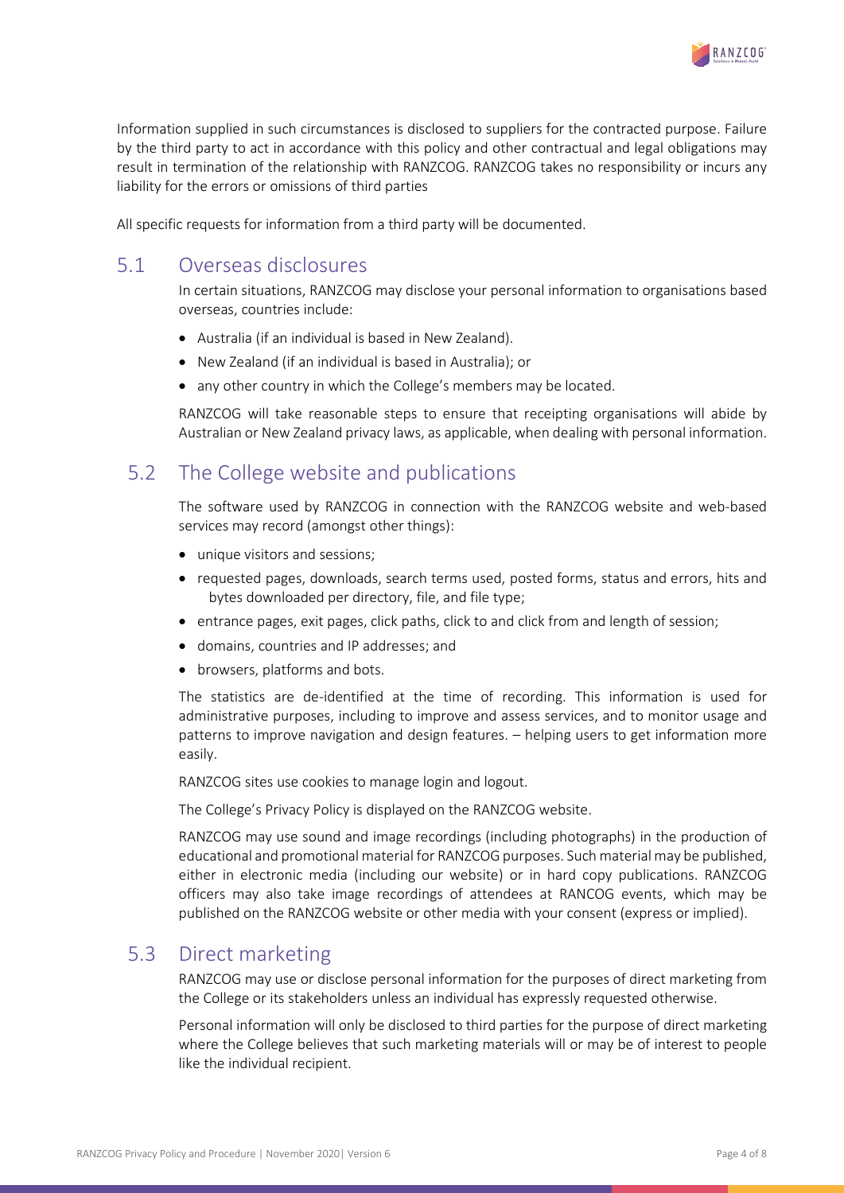Information supplied in such circumstances is disclosed to suppliers for the contracted purpose. Failure by the third party to act in accordance with this policy and other contractual and legal obligations may result in termination of the relationship with RANZCOG. RANZCOG takes no responsibility or incurs any liability for the errors or omissions of third parties

All specific requests for information from a third party will be documented.

## 5.1 Overseas disclosures

In certain situations, RANZCOG may disclose your personal information to organisations based overseas, countries include:

- Australia (if an individual is based in New Zealand).
- New Zealand (if an individual is based in Australia); or
- any other country in which the College's members may be located.

RANZCOG will take reasonable steps to ensure that receipting organisations will abide by Australian or New Zealand privacy laws, as applicable, when dealing with personal information.

## 5.2 The College website and publications

The software used by RANZCOG in connection with the RANZCOG website and web-based services may record (amongst other things):

- unique visitors and sessions;
- requested pages, downloads, search terms used, posted forms, status and errors, hits and bytes downloaded per directory, file, and file type;
- entrance pages, exit pages, click paths, click to and click from and length of session;
- domains, countries and IP addresses; and
- browsers, platforms and bots.

The statistics are de-identified at the time of recording. This information is used for administrative purposes, including to improve and assess services, and to monitor usage and patterns to improve navigation and design features. – helping users to get information more easily.

RANZCOG sites use cookies to manage login and logout.

The College's Privacy Policy is displayed on the RANZCOG website.

RANZCOG may use sound and image recordings (including photographs) in the production of educational and promotional material for RANZCOG purposes. Such material may be published, either in electronic media (including our website) or in hard copy publications. RANZCOG officers may also take image recordings of attendees at RANCOG events, which may be published on the RANZCOG website or other media with your consent (express or implied).

## 5.3 Direct marketing

RANZCOG may use or disclose personal information for the purposes of direct marketing from the College or its stakeholders unless an individual has expressly requested otherwise.

Personal information will only be disclosed to third parties for the purpose of direct marketing where the College believes that such marketing materials will or may be of interest to people like the individual recipient.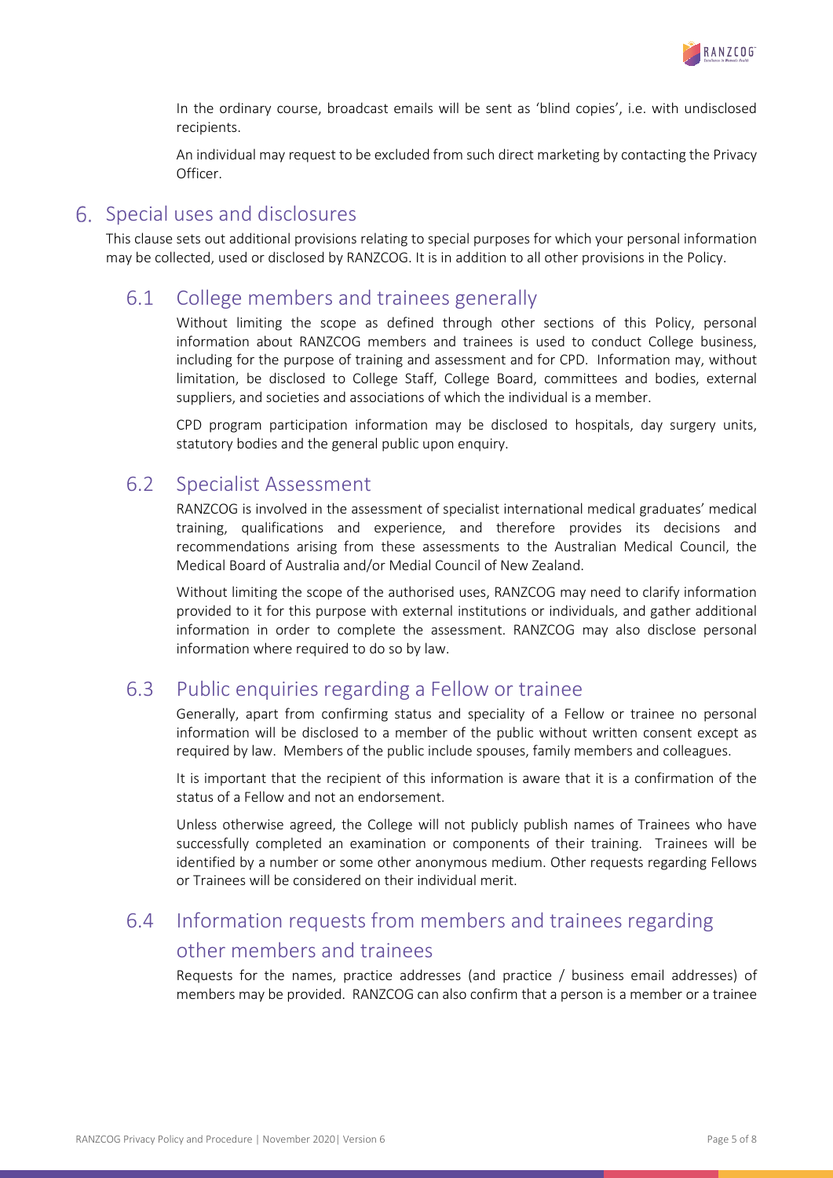In the ordinary course, broadcast emails will be sent as 'blind copies', i.e. with undisclosed recipients.

An individual may request to be excluded from such direct marketing by contacting the Privacy Officer.

## 6. Special uses and disclosures

This clause sets out additional provisions relating to special purposes for which your personal information may be collected, used or disclosed by RANZCOG. It is in addition to all other provisions in the Policy.

### 6.1 College members and trainees generally

Without limiting the scope as defined through other sections of this Policy, personal information about RANZCOG members and trainees is used to conduct College business, including for the purpose of training and assessment and for CPD. Information may, without limitation, be disclosed to College Staff, College Board, committees and bodies, external suppliers, and societies and associations of which the individual is a member.

CPD program participation information may be disclosed to hospitals, day surgery units, statutory bodies and the general public upon enquiry.

### 6.2 Specialist Assessment

RANZCOG is involved in the assessment of specialist international medical graduates' medical training, qualifications and experience, and therefore provides its decisions and recommendations arising from these assessments to the Australian Medical Council, the Medical Board of Australia and/or Medial Council of New Zealand.

Without limiting the scope of the authorised uses, RANZCOG may need to clarify information provided to it for this purpose with external institutions or individuals, and gather additional information in order to complete the assessment. RANZCOG may also disclose personal information where required to do so by law.

### 6.3 Public enquiries regarding a Fellow or trainee

Generally, apart from confirming status and speciality of a Fellow or trainee no personal information will be disclosed to a member of the public without written consent except as required by law. Members of the public include spouses, family members and colleagues.

It is important that the recipient of this information is aware that it is a confirmation of the status of a Fellow and not an endorsement.

Unless otherwise agreed, the College will not publicly publish names of Trainees who have successfully completed an examination or components of their training. Trainees will be identified by a number or some other anonymous medium. Other requests regarding Fellows or Trainees will be considered on their individual merit.

### 6.4 Information requests from members and trainees regarding other members and trainees

Requests for the names, practice addresses (and practice / business email addresses) of members may be provided. RANZCOG can also confirm that a person is a member or a trainee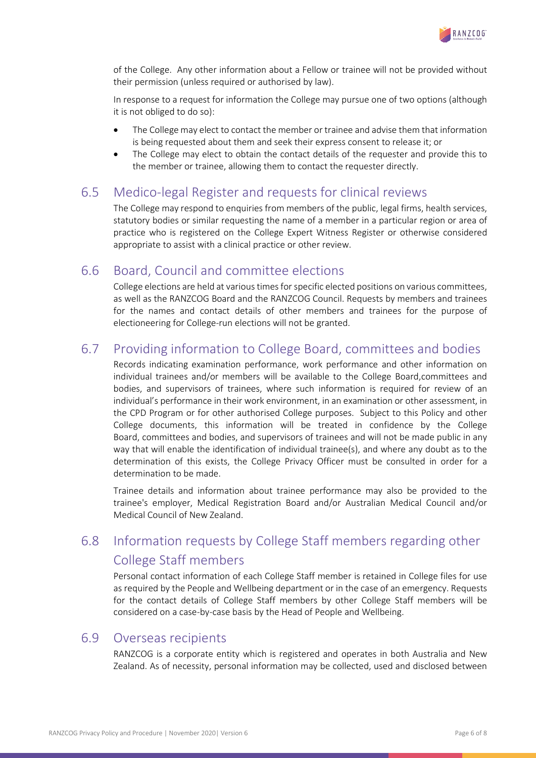of the College. Any other information about a Fellow or trainee will not be provided without their permission (unless required or authorised by law).

In response to a request for information the College may pursue one of two options (although it is not obliged to do so):

- The College may elect to contact the member or trainee and advise them that information is being requested about them and seek their express consent to release it; or
- The College may elect to obtain the contact details of the requester and provide this to the member or trainee, allowing them to contact the requester directly.

## 6.5 Medico-legal Register and requests for clinical reviews

The College may respond to enquiries from members of the public, legal firms, health services, statutory bodies or similar requesting the name of a member in a particular region or area of practice who is registered on the College Expert Witness Register or otherwise considered appropriate to assist with a clinical practice or other review.

## 6.6 Board, Council and committee elections

College elections are held at various times for specific elected positions on various committees, as well as the RANZCOG Board and the RANZCOG Council. Requests by members and trainees for the names and contact details of other members and trainees for the purpose of electioneering for College-run elections will not be granted.

## 6.7 Providing information to College Board, committees and bodies

Records indicating examination performance, work performance and other information on individual trainees and/or members will be available to the College Board,committees and bodies, and supervisors of trainees, where such information is required for review of an individual's performance in their work environment, in an examination or other assessment, in the CPD Program or for other authorised College purposes. Subject to this Policy and other College documents, this information will be treated in confidence by the College Board, committees and bodies, and supervisors of trainees and will not be made public in any way that will enable the identification of individual trainee(s), and where any doubt as to the determination of this exists, the College Privacy Officer must be consulted in order for a determination to be made.

Trainee details and information about trainee performance may also be provided to the trainee's employer, Medical Registration Board and/or Australian Medical Council and/or Medical Council of New Zealand.

## 6.8 Information requests by College Staff members regarding other College Staff members

Personal contact information of each College Staff member is retained in College files for use as required by the People and Wellbeing department or in the case of an emergency. Requests for the contact details of College Staff members by other College Staff members will be considered on a case-by-case basis by the Head of People and Wellbeing.

## 6.9 Overseas recipients

RANZCOG is a corporate entity which is registered and operates in both Australia and New Zealand. As of necessity, personal information may be collected, used and disclosed between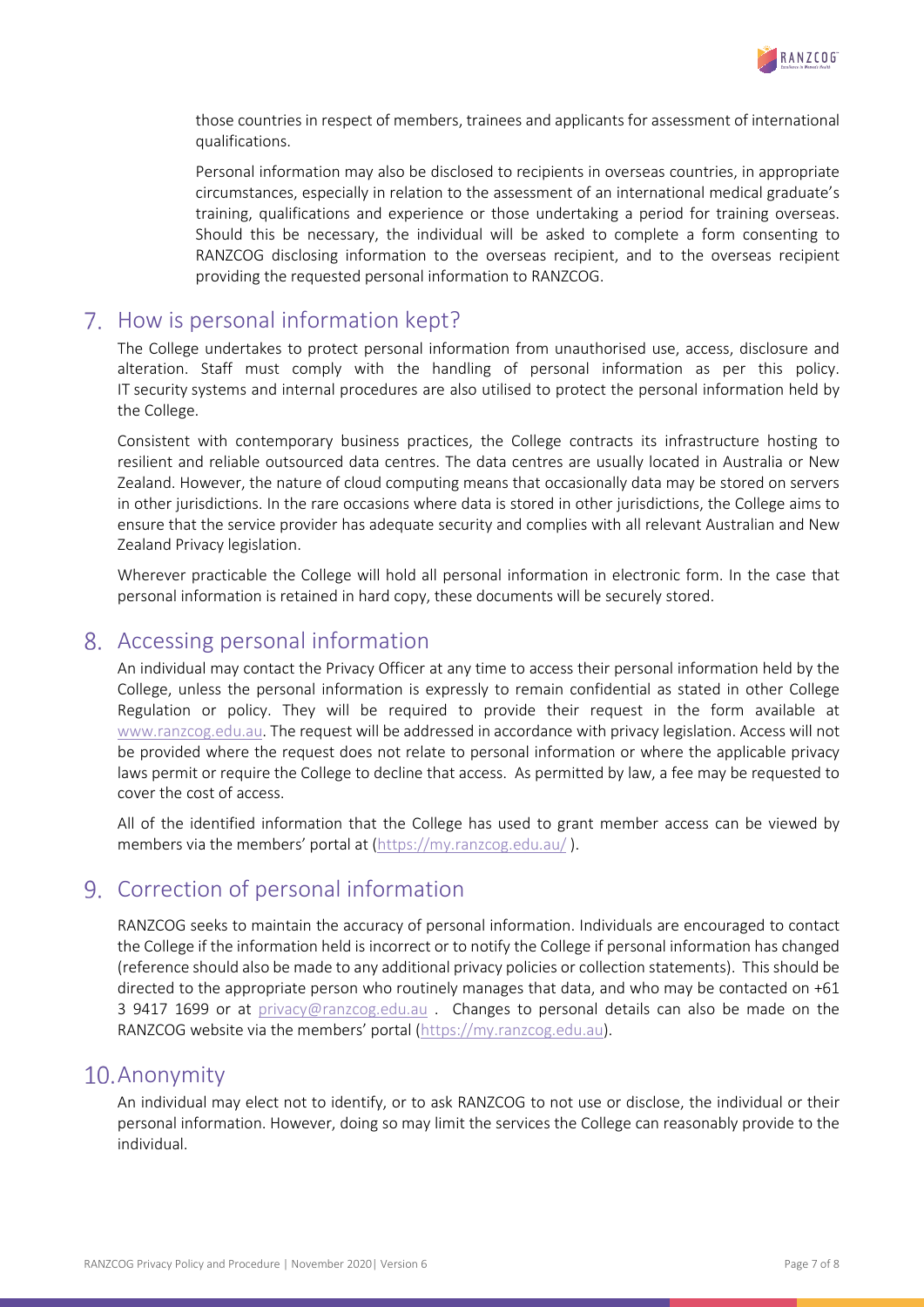those countries in respect of members, trainees and applicants for assessment of international qualifications.

Personal information may also be disclosed to recipients in overseas countries, in appropriate circumstances, especially in relation to the assessment of an international medical graduate's training, qualifications and experience or those undertaking a period for training overseas. Should this be necessary, the individual will be asked to complete a form consenting to RANZCOG disclosing information to the overseas recipient, and to the overseas recipient providing the requested personal information to RANZCOG.

## 7. How is personal information kept?

The College undertakes to protect personal information from unauthorised use, access, disclosure and alteration. Staff must comply with the handling of personal information as per this policy. IT security systems and internal procedures are also utilised to protect the personal information held by the College.

Consistent with contemporary business practices, the College contracts its infrastructure hosting to resilient and reliable outsourced data centres. The data centres are usually located in Australia or New Zealand. However, the nature of cloud computing means that occasionally data may be stored on servers in other jurisdictions. In the rare occasions where data is stored in other jurisdictions, the College aims to ensure that the service provider has adequate security and complies with all relevant Australian and New Zealand Privacy legislation.

Wherever practicable the College will hold all personal information in electronic form. In the case that personal information is retained in hard copy, these documents will be securely stored.

## 8. Accessing personal information

An individual may contact the Privacy Officer at any time to access their personal information held by the College, unless the personal information is expressly to remain confidential as stated in other College Regulation or policy. They will be required to provide their request in the form available at www.ranzcog.edu.au. The request will be addressed in accordance with privacy legislation. Access will not be provided where the request does not relate to personal information or where the applicable privacy laws permit or require the College to decline that access. As permitted by law, a fee may be requested to cover the cost of access.

All of the identified information that the College has used to grant member access can be viewed by members via the members' portal at (https://my.ranzcog.edu.au/ ).

## 9. Correction of personal information

RANZCOG seeks to maintain the accuracy of personal information. Individuals are encouraged to contact the College if the information held is incorrect or to notify the College if personal information has changed (reference should also be made to any additional privacy policies or collection statements). This should be directed to the appropriate person who routinely manages that data, and who may be contacted on +61 3 9417 1699 or at privacy@ranzcog.edu.au . Changes to personal details can also be made on the RANZCOG website via the members' portal (https://my.ranzcog.edu.au).

## 10. Anonymity

An individual may elect not to identify, or to ask RANZCOG to not use or disclose, the individual or their personal information. However, doing so may limit the services the College can reasonably provide to the individual.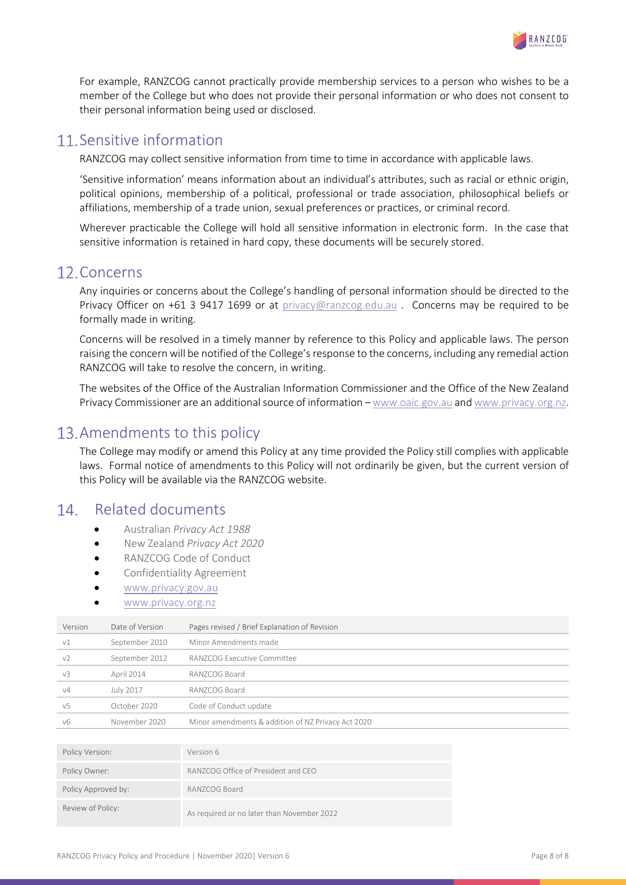For example, RANZCOG cannot practically provide membership services to a person who wishes to be a member of the College but who does not provide their personal information or who does not consent to their personal information being used or disclosed.

## 11. Sensitive information

RANZCOG may collect sensitive information from time to time in accordance with applicable laws.

'Sensitive information' means information about an individual's attributes, such as racial or ethnic origin, political opinions, membership of a political, professional or trade association, philosophical beliefs or affiliations, membership of a trade union, sexual preferences or practices, or criminal record.

Wherever practicable the College will hold all sensitive information in electronic form. In the case that sensitive information is retained in hard copy, these documents will be securely stored.

## 12. Concerns

Any inquiries or concerns about the College's handling of personal information should be directed to the Privacy Officer on +61 3 9417 1699 or at privacy@ranzcog.edu.au . Concerns may be required to be formally made in writing.

Concerns will be resolved in a timely manner by reference to this Policy and applicable laws. The person raising the concern will be notified of the College's response to the concerns, including any remedial action RANZCOG will take to resolve the concern, in writing.

The websites of the Office of the Australian Information Commissioner and the Office of the New Zealand Privacy Commissioner are an additional source of information – www.oaic.gov.au and www.privacy.org.nz.

## 13. Amendments to this policy

The College may modify or amend this Policy at any time provided the Policy still complies with applicable laws. Formal notice of amendments to this Policy will not ordinarily be given, but the current version of this Policy will be available via the RANZCOG website.

## 14. Related documents

- Australian *Privacy Act 1988*
- New Zealand *Privacy Act 2020*
- RANZCOG Code of Conduct
- Confidentiality Agreement
- www.privacy.gov.au
- www.privacy.org.nz

| Version | Date of Version | Pages revised / Brief Explanation of Revision |
|---|---|---|
| v1 | September 2010 | Minor Amendments made |
| v2 | September 2012 | RANZCOG Executive Committee |
| v3 | April 2014 | RANZCOG Board |
| v4 | July 2017 | RANZCOG Board |
| v5 | October 2020 | Code of Conduct update |
| v6 | November 2020 | Minor amendments & addition of NZ Privacy Act 2020 |

| | |
|---|---|
| Policy Version: | Version 6 |
| Policy Owner: | RANZCOG Office of President and CEO |
| Policy Approved by: | RANZCOG Board |
| Review of Policy: | As required or no later than November 2022 |